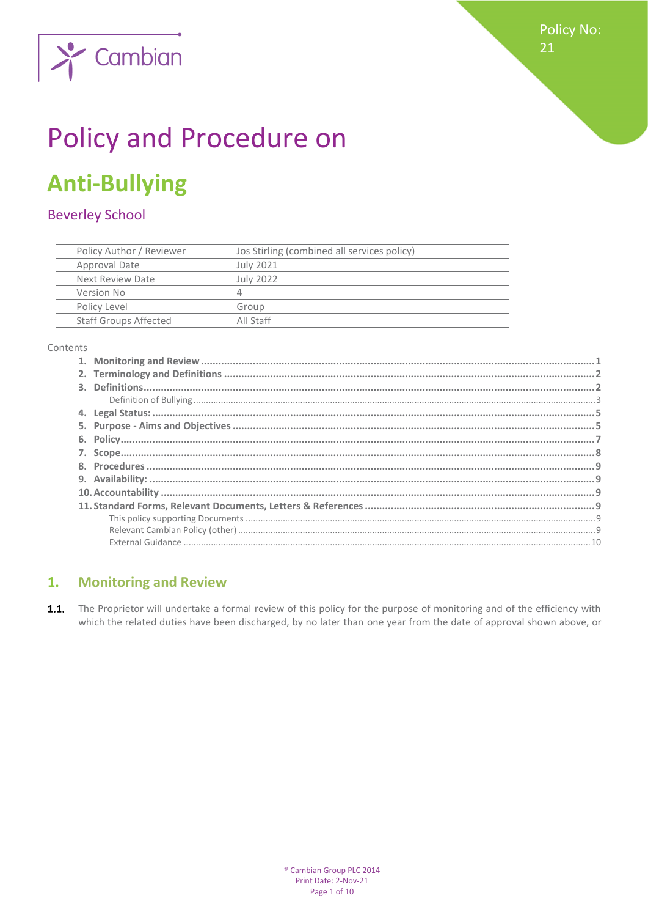Cambian

Policy No: 21

# Policy and Procedure on

# Anti-Bullying

## Beverley School

| Policy Author / Reviewer | Jos Stirling (combined all services policy) |
|---|---|
| Approval Date | July 2021 |
| Next Review Date | July 2022 |
| Version No | 4 |
| Policy Level | Group |
| Staff Groups Affected | All Staff |

Contents

1. **Monitoring and Review** .......... 1
2. **Terminology and Definitions** .......... 2
3. **Definitions** .......... 2
   - Definition of Bullying .......... 3
4. **Legal Status:** .......... 5
5. **Purpose - Aims and Objectives** .......... 5
6. **Policy** .......... 7
7. **Scope** .......... 8
8. **Procedures** .......... 9
9. **Availability:** .......... 9
10. **Accountability** .......... 9
11. **Standard Forms, Relevant Documents, Letters & References** .......... 9
    - This policy supporting Documents .......... 9
    - Relevant Cambian Policy (other) .......... 9
    - External Guidance .......... 10

## 1. Monitoring and Review

**1.1.** The Proprietor will undertake a formal review of this policy for the purpose of monitoring and of the efficiency with which the related duties have been discharged, by no later than one year from the date of approval shown above, or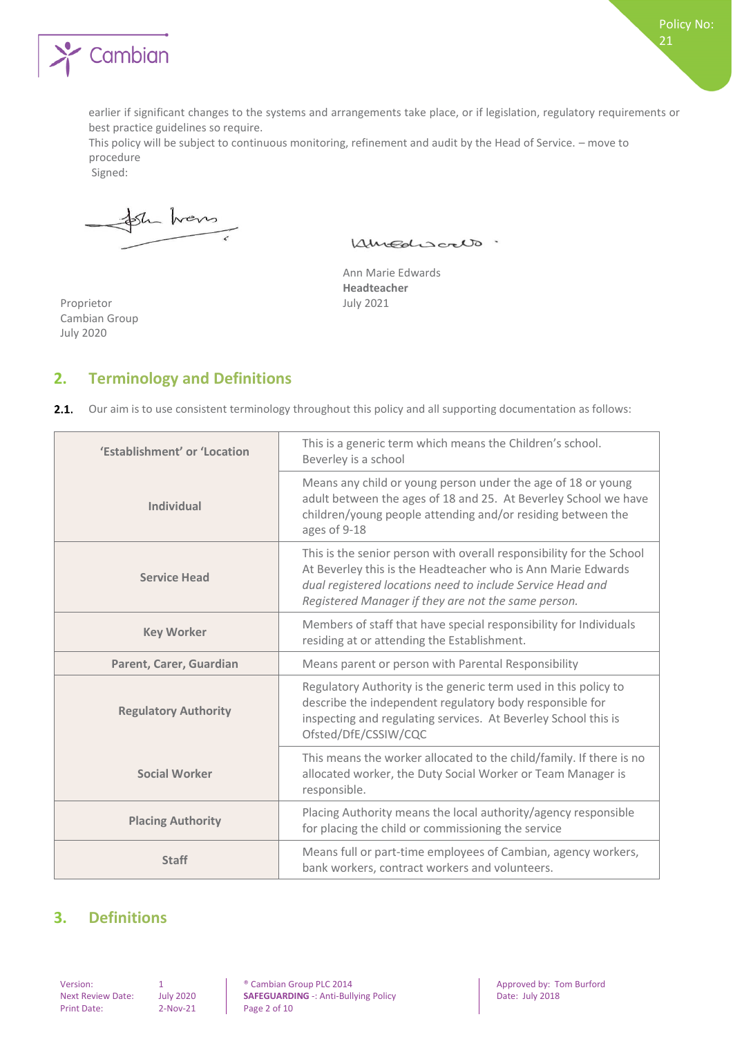earlier if significant changes to the systems and arrangements take place, or if legislation, regulatory requirements or best practice guidelines so require.

This policy will be subject to continuous monitoring, refinement and audit by the Head of Service. – move to procedure

Signed:

Proprietor
Cambian Group
July 2020

Ann Marie Edwards
**Headteacher**
July 2021

## 2. Terminology and Definitions

**2.1.** Our aim is to use consistent terminology throughout this policy and all supporting documentation as follows:

| | |
|---|---|
| **'Establishment' or 'Location** | This is a generic term which means the Children's school. Beverley is a school |
| **Individual** | Means any child or young person under the age of 18 or young adult between the ages of 18 and 25. At Beverley School we have children/young people attending and/or residing between the ages of 9-18 |
| **Service Head** | This is the senior person with overall responsibility for the School At Beverley this is the Headteacher who is Ann Marie Edwards *dual registered locations need to include Service Head and Registered Manager if they are not the same person.* |
| **Key Worker** | Members of staff that have special responsibility for Individuals residing at or attending the Establishment. |
| **Parent, Carer, Guardian** | Means parent or person with Parental Responsibility |
| **Regulatory Authority** | Regulatory Authority is the generic term used in this policy to describe the independent regulatory body responsible for inspecting and regulating services. At Beverley School this is Ofsted/DfE/CSSIW/CQC |
| **Social Worker** | This means the worker allocated to the child/family. If there is no allocated worker, the Duty Social Worker or Team Manager is responsible. |
| **Placing Authority** | Placing Authority means the local authority/agency responsible for placing the child or commissioning the service |
| **Staff** | Means full or part-time employees of Cambian, agency workers, bank workers, contract workers and volunteers. |

## 3. Definitions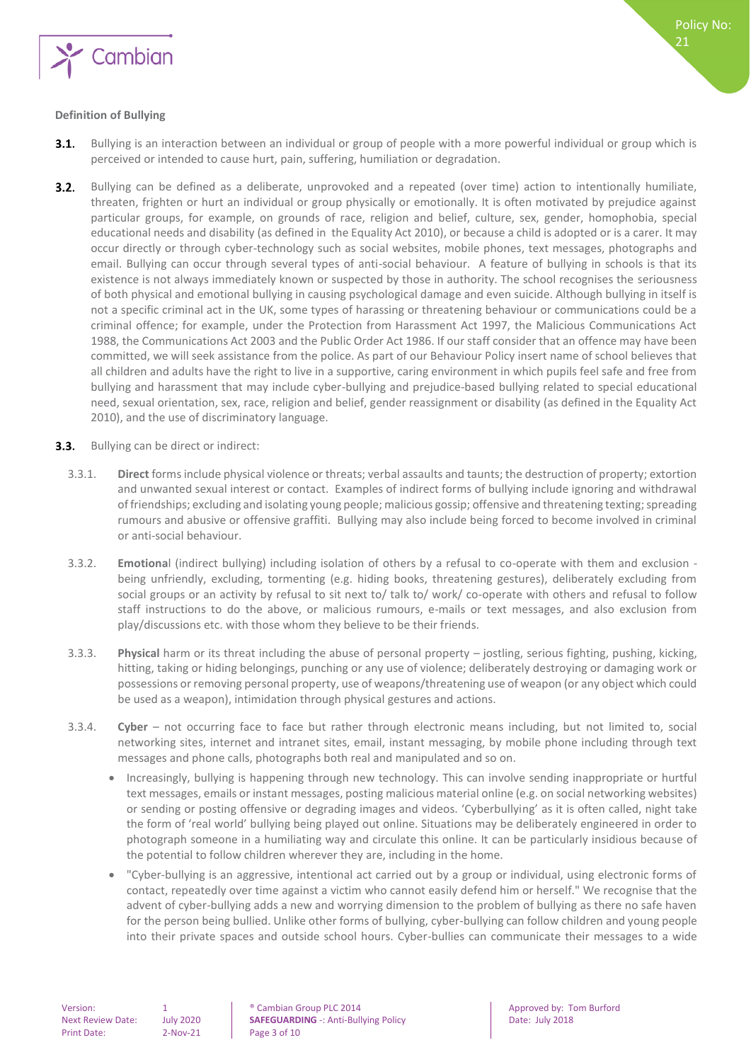**Definition of Bullying**

**3.1.** Bullying is an interaction between an individual or group of people with a more powerful individual or group which is perceived or intended to cause hurt, pain, suffering, humiliation or degradation.

**3.2.** Bullying can be defined as a deliberate, unprovoked and a repeated (over time) action to intentionally humiliate, threaten, frighten or hurt an individual or group physically or emotionally. It is often motivated by prejudice against particular groups, for example, on grounds of race, religion and belief, culture, sex, gender, homophobia, special educational needs and disability (as defined in the Equality Act 2010), or because a child is adopted or is a carer. It may occur directly or through cyber-technology such as social websites, mobile phones, text messages, photographs and email. Bullying can occur through several types of anti-social behaviour. A feature of bullying in schools is that its existence is not always immediately known or suspected by those in authority. The school recognises the seriousness of both physical and emotional bullying in causing psychological damage and even suicide. Although bullying in itself is not a specific criminal act in the UK, some types of harassing or threatening behaviour or communications could be a criminal offence; for example, under the Protection from Harassment Act 1997, the Malicious Communications Act 1988, the Communications Act 2003 and the Public Order Act 1986. If our staff consider that an offence may have been committed, we will seek assistance from the police. As part of our Behaviour Policy insert name of school believes that all children and adults have the right to live in a supportive, caring environment in which pupils feel safe and free from bullying and harassment that may include cyber-bullying and prejudice-based bullying related to special educational need, sexual orientation, sex, race, religion and belief, gender reassignment or disability (as defined in the Equality Act 2010), and the use of discriminatory language.

**3.3.** Bullying can be direct or indirect:

3.3.1. **Direct** forms include physical violence or threats; verbal assaults and taunts; the destruction of property; extortion and unwanted sexual interest or contact. Examples of indirect forms of bullying include ignoring and withdrawal of friendships; excluding and isolating young people; malicious gossip; offensive and threatening texting; spreading rumours and abusive or offensive graffiti. Bullying may also include being forced to become involved in criminal or anti-social behaviour.

3.3.2. **Emotional** (indirect bullying) including isolation of others by a refusal to co-operate with them and exclusion - being unfriendly, excluding, tormenting (e.g. hiding books, threatening gestures), deliberately excluding from social groups or an activity by refusal to sit next to/ talk to/ work/ co-operate with others and refusal to follow staff instructions to do the above, or malicious rumours, e-mails or text messages, and also exclusion from play/discussions etc. with those whom they believe to be their friends.

3.3.3. **Physical** harm or its threat including the abuse of personal property – jostling, serious fighting, pushing, kicking, hitting, taking or hiding belongings, punching or any use of violence; deliberately destroying or damaging work or possessions or removing personal property, use of weapons/threatening use of weapon (or any object which could be used as a weapon), intimidation through physical gestures and actions.

3.3.4. **Cyber** – not occurring face to face but rather through electronic means including, but not limited to, social networking sites, internet and intranet sites, email, instant messaging, by mobile phone including through text messages and phone calls, photographs both real and manipulated and so on.

- Increasingly, bullying is happening through new technology. This can involve sending inappropriate or hurtful text messages, emails or instant messages, posting malicious material online (e.g. on social networking websites) or sending or posting offensive or degrading images and videos. 'Cyberbullying' as it is often called, night take the form of 'real world' bullying being played out online. Situations may be deliberately engineered in order to photograph someone in a humiliating way and circulate this online. It can be particularly insidious because of the potential to follow children wherever they are, including in the home.
- "Cyber-bullying is an aggressive, intentional act carried out by a group or individual, using electronic forms of contact, repeatedly over time against a victim who cannot easily defend him or herself." We recognise that the advent of cyber-bullying adds a new and worrying dimension to the problem of bullying as there no safe haven for the person being bullied. Unlike other forms of bullying, cyber-bullying can follow children and young people into their private spaces and outside school hours. Cyber-bullies can communicate their messages to a wide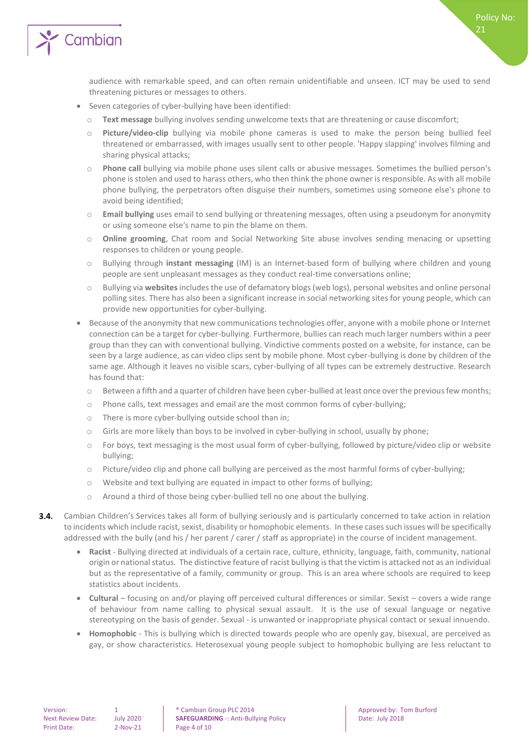audience with remarkable speed, and can often remain unidentifiable and unseen. ICT may be used to send threatening pictures or messages to others.

- Seven categories of cyber-bullying have been identified:
  - **Text message** bullying involves sending unwelcome texts that are threatening or cause discomfort;
  - **Picture/video-clip** bullying via mobile phone cameras is used to make the person being bullied feel threatened or embarrassed, with images usually sent to other people. 'Happy slapping' involves filming and sharing physical attacks;
  - **Phone call** bullying via mobile phone uses silent calls or abusive messages. Sometimes the bullied person's phone is stolen and used to harass others, who then think the phone owner is responsible. As with all mobile phone bullying, the perpetrators often disguise their numbers, sometimes using someone else's phone to avoid being identified;
  - **Email bullying** uses email to send bullying or threatening messages, often using a pseudonym for anonymity or using someone else's name to pin the blame on them.
  - **Online grooming**, Chat room and Social Networking Site abuse involves sending menacing or upsetting responses to children or young people.
  - Bullying through **instant messaging** (IM) is an Internet-based form of bullying where children and young people are sent unpleasant messages as they conduct real-time conversations online;
  - Bullying via **websites** includes the use of defamatory blogs (web logs), personal websites and online personal polling sites. There has also been a significant increase in social networking sites for young people, which can provide new opportunities for cyber-bullying.
- Because of the anonymity that new communications technologies offer, anyone with a mobile phone or Internet connection can be a target for cyber-bullying. Furthermore, bullies can reach much larger numbers within a peer group than they can with conventional bullying. Vindictive comments posted on a website, for instance, can be seen by a large audience, as can video clips sent by mobile phone. Most cyber-bullying is done by children of the same age. Although it leaves no visible scars, cyber-bullying of all types can be extremely destructive. Research has found that:
  - Between a fifth and a quarter of children have been cyber-bullied at least once over the previous few months;
  - Phone calls, text messages and email are the most common forms of cyber-bullying;
  - There is more cyber-bullying outside school than in;
  - Girls are more likely than boys to be involved in cyber-bullying in school, usually by phone;
  - For boys, text messaging is the most usual form of cyber-bullying, followed by picture/video clip or website bullying;
  - Picture/video clip and phone call bullying are perceived as the most harmful forms of cyber-bullying;
  - Website and text bullying are equated in impact to other forms of bullying;
  - Around a third of those being cyber-bullied tell no one about the bullying.

**3.4.** Cambian Children's Services takes all form of bullying seriously and is particularly concerned to take action in relation to incidents which include racist, sexist, disability or homophobic elements. In these cases such issues will be specifically addressed with the bully (and his / her parent / carer / staff as appropriate) in the course of incident management.

- **Racist** - Bullying directed at individuals of a certain race, culture, ethnicity, language, faith, community, national origin or national status. The distinctive feature of racist bullying is that the victim is attacked not as an individual but as the representative of a family, community or group. This is an area where schools are required to keep statistics about incidents.
- **Cultural** – focusing on and/or playing off perceived cultural differences or similar. Sexist – covers a wide range of behaviour from name calling to physical sexual assault. It is the use of sexual language or negative stereotyping on the basis of gender. Sexual - is unwanted or inappropriate physical contact or sexual innuendo.
- **Homophobic** - This is bullying which is directed towards people who are openly gay, bisexual, are perceived as gay, or show characteristics. Heterosexual young people subject to homophobic bullying are less reluctant to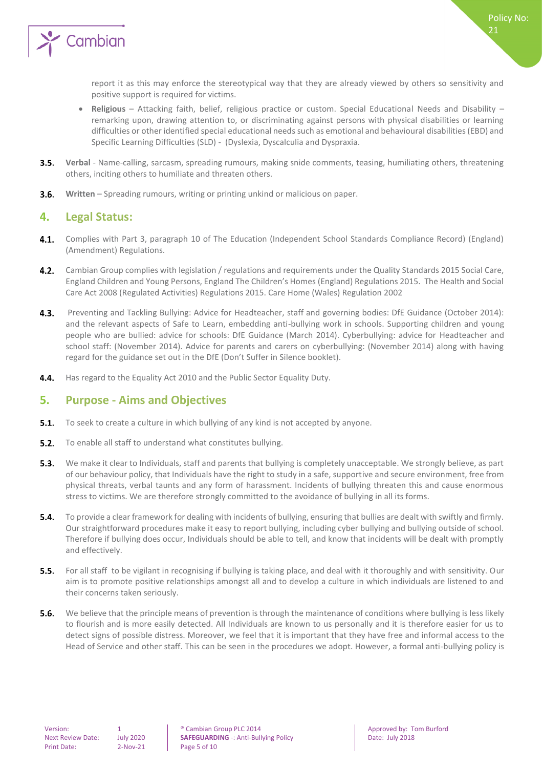report it as this may enforce the stereotypical way that they are already viewed by others so sensitivity and positive support is required for victims.

- **Religious** – Attacking faith, belief, religious practice or custom. Special Educational Needs and Disability – remarking upon, drawing attention to, or discriminating against persons with physical disabilities or learning difficulties or other identified special educational needs such as emotional and behavioural disabilities (EBD) and Specific Learning Difficulties (SLD) - (Dyslexia, Dyscalculia and Dyspraxia.

**3.5.** **Verbal** - Name-calling, sarcasm, spreading rumours, making snide comments, teasing, humiliating others, threatening others, inciting others to humiliate and threaten others.

**3.6.** **Written** – Spreading rumours, writing or printing unkind or malicious on paper.

## 4. Legal Status:

**4.1.** Complies with Part 3, paragraph 10 of The Education (Independent School Standards Compliance Record) (England) (Amendment) Regulations.

**4.2.** Cambian Group complies with legislation / regulations and requirements under the Quality Standards 2015 Social Care, England Children and Young Persons, England The Children's Homes (England) Regulations 2015. The Health and Social Care Act 2008 (Regulated Activities) Regulations 2015. Care Home (Wales) Regulation 2002

**4.3.** Preventing and Tackling Bullying: Advice for Headteacher, staff and governing bodies: DfE Guidance (October 2014): and the relevant aspects of Safe to Learn, embedding anti-bullying work in schools. Supporting children and young people who are bullied: advice for schools: DfE Guidance (March 2014). Cyberbullying: advice for Headteacher and school staff: (November 2014). Advice for parents and carers on cyberbullying: (November 2014) along with having regard for the guidance set out in the DfE (Don't Suffer in Silence booklet).

**4.4.** Has regard to the Equality Act 2010 and the Public Sector Equality Duty.

## 5. Purpose - Aims and Objectives

**5.1.** To seek to create a culture in which bullying of any kind is not accepted by anyone.

**5.2.** To enable all staff to understand what constitutes bullying.

**5.3.** We make it clear to Individuals, staff and parents that bullying is completely unacceptable. We strongly believe, as part of our behaviour policy, that Individuals have the right to study in a safe, supportive and secure environment, free from physical threats, verbal taunts and any form of harassment. Incidents of bullying threaten this and cause enormous stress to victims. We are therefore strongly committed to the avoidance of bullying in all its forms.

**5.4.** To provide a clear framework for dealing with incidents of bullying, ensuring that bullies are dealt with swiftly and firmly. Our straightforward procedures make it easy to report bullying, including cyber bullying and bullying outside of school. Therefore if bullying does occur, Individuals should be able to tell, and know that incidents will be dealt with promptly and effectively.

**5.5.** For all staff to be vigilant in recognising if bullying is taking place, and deal with it thoroughly and with sensitivity. Our aim is to promote positive relationships amongst all and to develop a culture in which individuals are listened to and their concerns taken seriously.

**5.6.** We believe that the principle means of prevention is through the maintenance of conditions where bullying is less likely to flourish and is more easily detected. All Individuals are known to us personally and it is therefore easier for us to detect signs of possible distress. Moreover, we feel that it is important that they have free and informal access to the Head of Service and other staff. This can be seen in the procedures we adopt. However, a formal anti-bullying policy is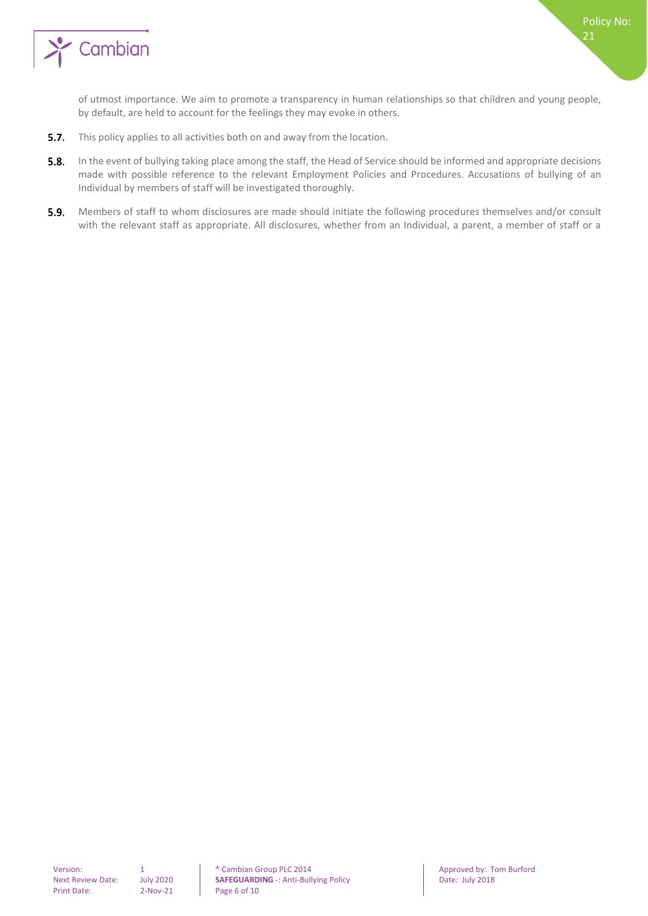of utmost importance. We aim to promote a transparency in human relationships so that children and young people, by default, are held to account for the feelings they may evoke in others.

**5.7.** This policy applies to all activities both on and away from the location.

**5.8.** In the event of bullying taking place among the staff, the Head of Service should be informed and appropriate decisions made with possible reference to the relevant Employment Policies and Procedures. Accusations of bullying of an Individual by members of staff will be investigated thoroughly.

**5.9.** Members of staff to whom disclosures are made should initiate the following procedures themselves and/or consult with the relevant staff as appropriate. All disclosures, whether from an Individual, a parent, a member of staff or a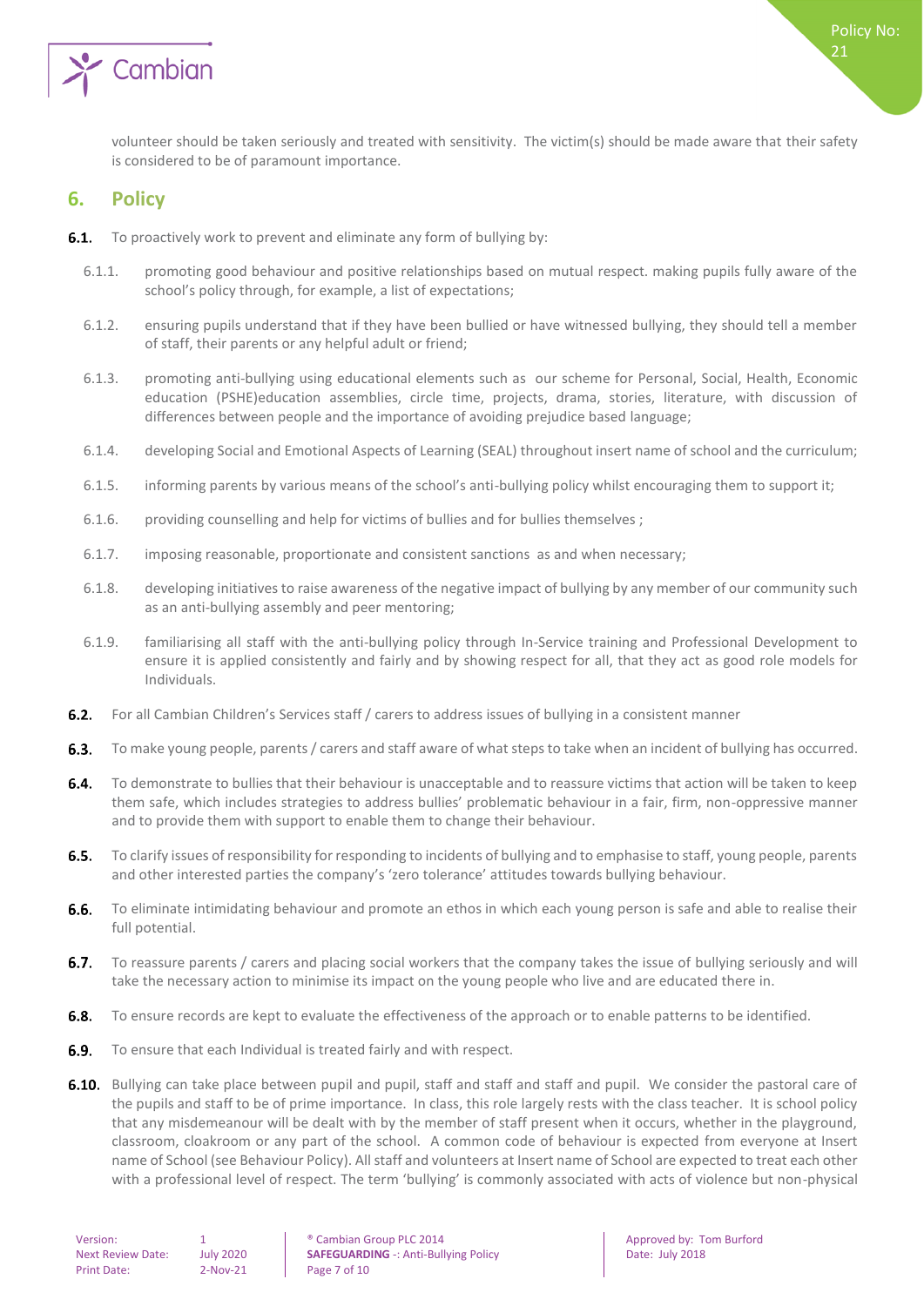volunteer should be taken seriously and treated with sensitivity. The victim(s) should be made aware that their safety is considered to be of paramount importance.

## 6. Policy

**6.1.** To proactively work to prevent and eliminate any form of bullying by:

6.1.1. promoting good behaviour and positive relationships based on mutual respect. making pupils fully aware of the school's policy through, for example, a list of expectations;

6.1.2. ensuring pupils understand that if they have been bullied or have witnessed bullying, they should tell a member of staff, their parents or any helpful adult or friend;

6.1.3. promoting anti-bullying using educational elements such as our scheme for Personal, Social, Health, Economic education (PSHE)education assemblies, circle time, projects, drama, stories, literature, with discussion of differences between people and the importance of avoiding prejudice based language;

6.1.4. developing Social and Emotional Aspects of Learning (SEAL) throughout insert name of school and the curriculum;

6.1.5. informing parents by various means of the school's anti-bullying policy whilst encouraging them to support it;

6.1.6. providing counselling and help for victims of bullies and for bullies themselves ;

6.1.7. imposing reasonable, proportionate and consistent sanctions as and when necessary;

6.1.8. developing initiatives to raise awareness of the negative impact of bullying by any member of our community such as an anti-bullying assembly and peer mentoring;

6.1.9. familiarising all staff with the anti-bullying policy through In-Service training and Professional Development to ensure it is applied consistently and fairly and by showing respect for all, that they act as good role models for Individuals.

**6.2.** For all Cambian Children's Services staff / carers to address issues of bullying in a consistent manner

**6.3.** To make young people, parents / carers and staff aware of what steps to take when an incident of bullying has occurred.

**6.4.** To demonstrate to bullies that their behaviour is unacceptable and to reassure victims that action will be taken to keep them safe, which includes strategies to address bullies' problematic behaviour in a fair, firm, non-oppressive manner and to provide them with support to enable them to change their behaviour.

**6.5.** To clarify issues of responsibility for responding to incidents of bullying and to emphasise to staff, young people, parents and other interested parties the company's 'zero tolerance' attitudes towards bullying behaviour.

**6.6.** To eliminate intimidating behaviour and promote an ethos in which each young person is safe and able to realise their full potential.

**6.7.** To reassure parents / carers and placing social workers that the company takes the issue of bullying seriously and will take the necessary action to minimise its impact on the young people who live and are educated there in.

**6.8.** To ensure records are kept to evaluate the effectiveness of the approach or to enable patterns to be identified.

**6.9.** To ensure that each Individual is treated fairly and with respect.

**6.10.** Bullying can take place between pupil and pupil, staff and staff and staff and pupil. We consider the pastoral care of the pupils and staff to be of prime importance. In class, this role largely rests with the class teacher. It is school policy that any misdemeanour will be dealt with by the member of staff present when it occurs, whether in the playground, classroom, cloakroom or any part of the school. A common code of behaviour is expected from everyone at Insert name of School (see Behaviour Policy). All staff and volunteers at Insert name of School are expected to treat each other with a professional level of respect. The term 'bullying' is commonly associated with acts of violence but non-physical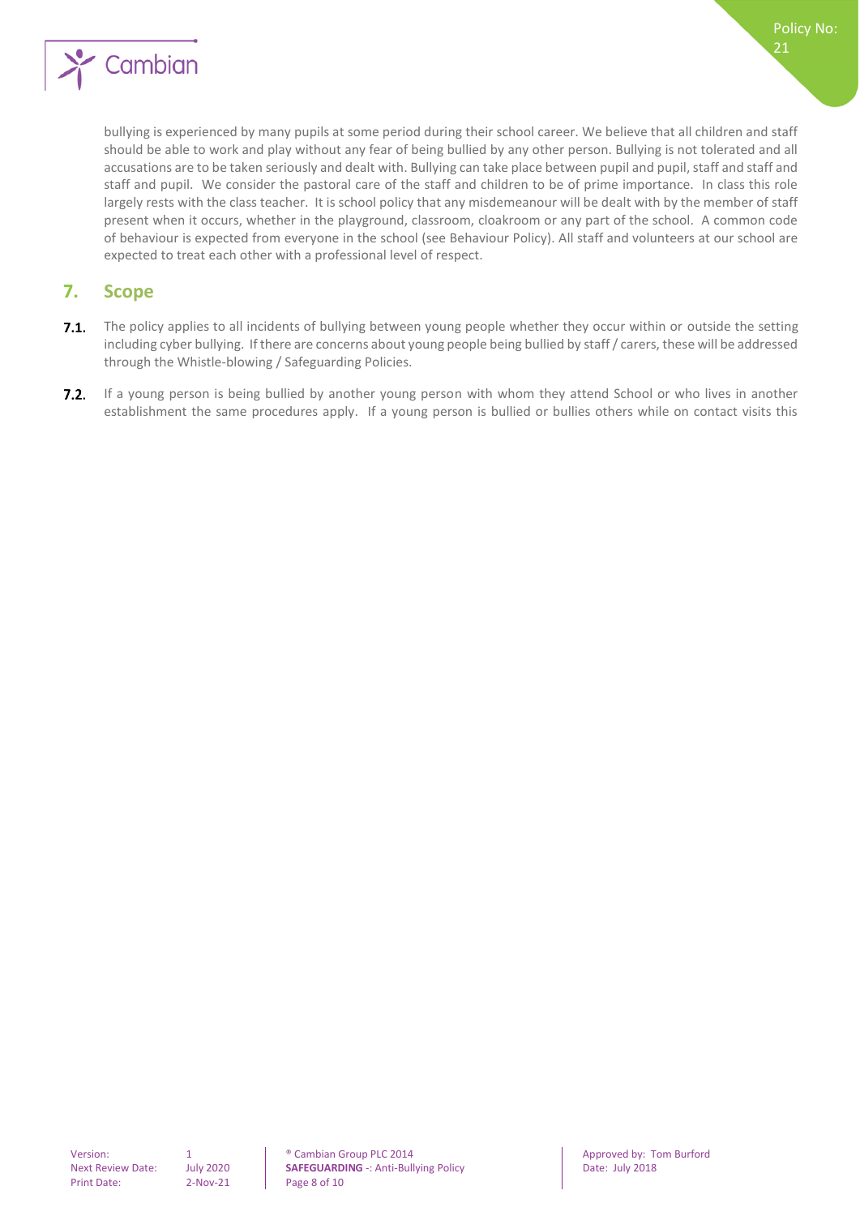bullying is experienced by many pupils at some period during their school career. We believe that all children and staff should be able to work and play without any fear of being bullied by any other person. Bullying is not tolerated and all accusations are to be taken seriously and dealt with. Bullying can take place between pupil and pupil, staff and staff and staff and pupil. We consider the pastoral care of the staff and children to be of prime importance. In class this role largely rests with the class teacher. It is school policy that any misdemeanour will be dealt with by the member of staff present when it occurs, whether in the playground, classroom, cloakroom or any part of the school. A common code of behaviour is expected from everyone in the school (see Behaviour Policy). All staff and volunteers at our school are expected to treat each other with a professional level of respect.

## 7. Scope

**7.1.** The policy applies to all incidents of bullying between young people whether they occur within or outside the setting including cyber bullying. If there are concerns about young people being bullied by staff / carers, these will be addressed through the Whistle-blowing / Safeguarding Policies.

**7.2.** If a young person is being bullied by another young person with whom they attend School or who lives in another establishment the same procedures apply. If a young person is bullied or bullies others while on contact visits this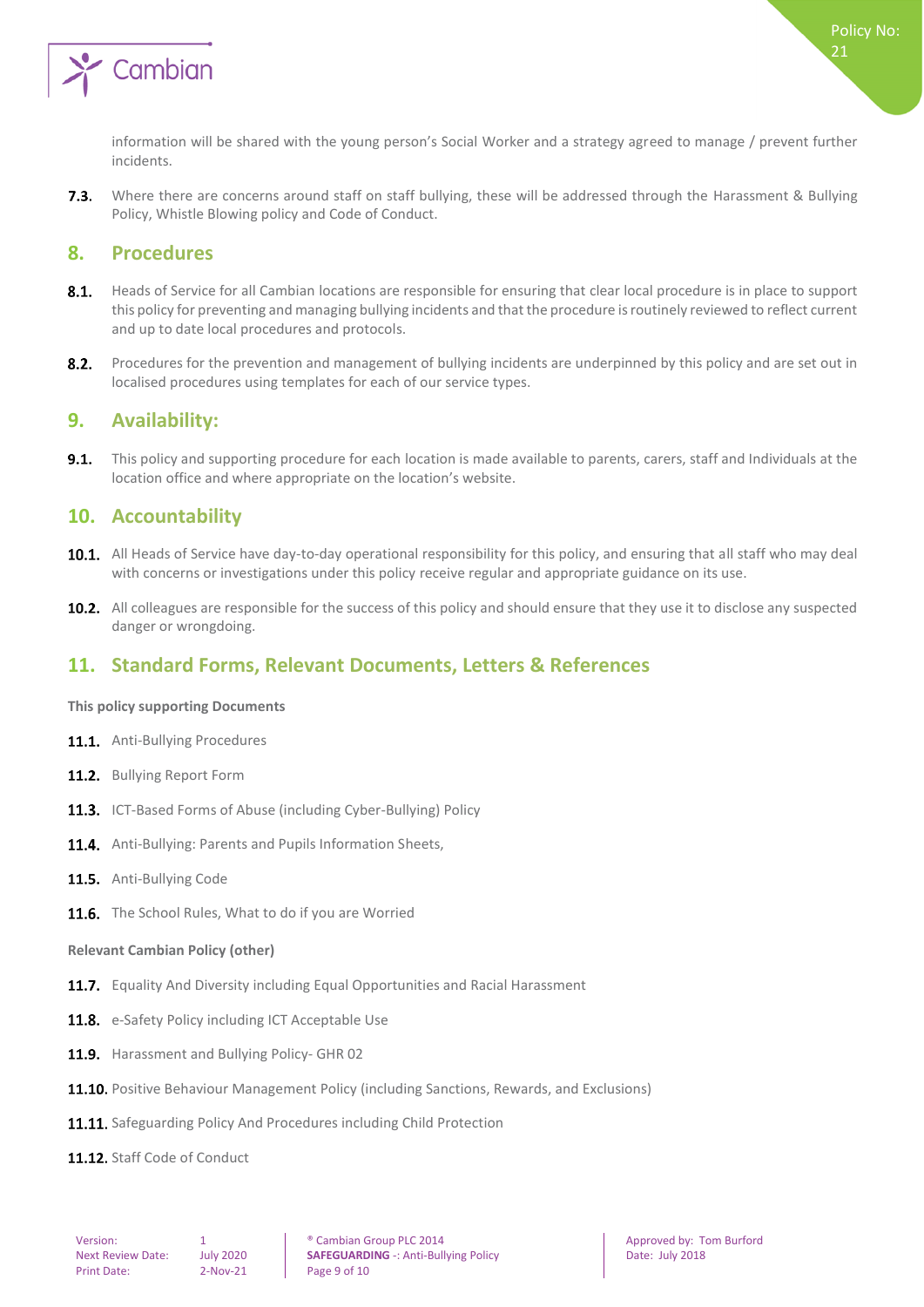information will be shared with the young person's Social Worker and a strategy agreed to manage / prevent further incidents.

**7.3.** Where there are concerns around staff on staff bullying, these will be addressed through the Harassment & Bullying Policy, Whistle Blowing policy and Code of Conduct.

## 8. Procedures

**8.1.** Heads of Service for all Cambian locations are responsible for ensuring that clear local procedure is in place to support this policy for preventing and managing bullying incidents and that the procedure is routinely reviewed to reflect current and up to date local procedures and protocols.

**8.2.** Procedures for the prevention and management of bullying incidents are underpinned by this policy and are set out in localised procedures using templates for each of our service types.

## 9. Availability:

**9.1.** This policy and supporting procedure for each location is made available to parents, carers, staff and Individuals at the location office and where appropriate on the location's website.

## 10. Accountability

**10.1.** All Heads of Service have day-to-day operational responsibility for this policy, and ensuring that all staff who may deal with concerns or investigations under this policy receive regular and appropriate guidance on its use.

**10.2.** All colleagues are responsible for the success of this policy and should ensure that they use it to disclose any suspected danger or wrongdoing.

## 11. Standard Forms, Relevant Documents, Letters & References

**This policy supporting Documents**

**11.1.** Anti-Bullying Procedures

**11.2.** Bullying Report Form

**11.3.** ICT-Based Forms of Abuse (including Cyber-Bullying) Policy

**11.4.** Anti-Bullying: Parents and Pupils Information Sheets,

**11.5.** Anti-Bullying Code

**11.6.** The School Rules, What to do if you are Worried

**Relevant Cambian Policy (other)**

**11.7.** Equality And Diversity including Equal Opportunities and Racial Harassment

**11.8.** e-Safety Policy including ICT Acceptable Use

**11.9.** Harassment and Bullying Policy- GHR 02

**11.10.** Positive Behaviour Management Policy (including Sanctions, Rewards, and Exclusions)

**11.11.** Safeguarding Policy And Procedures including Child Protection

**11.12.** Staff Code of Conduct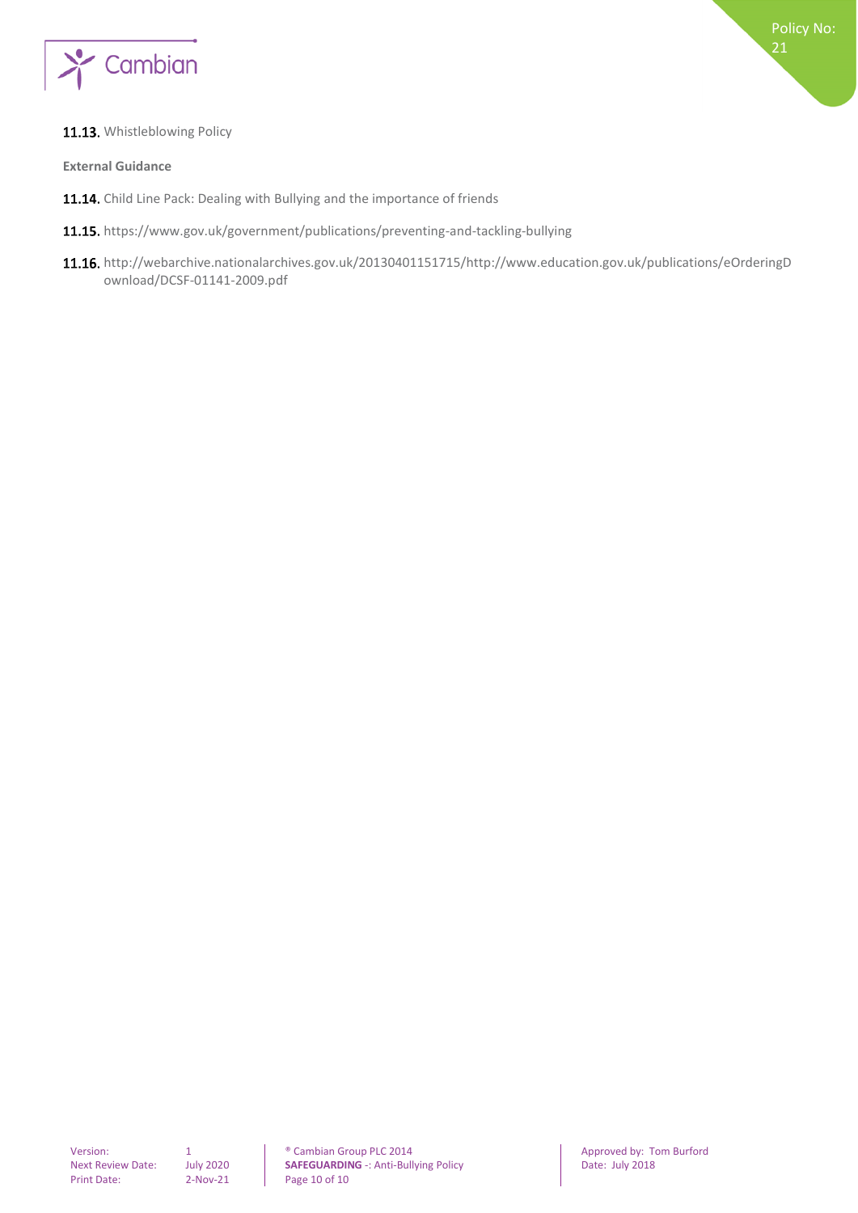11.13. Whistleblowing Policy

**External Guidance**

11.14. Child Line Pack: Dealing with Bullying and the importance of friends

11.15. https://www.gov.uk/government/publications/preventing-and-tackling-bullying

11.16. http://webarchive.nationalarchives.gov.uk/20130401151715/http://www.education.gov.uk/publications/eOrderingDownload/DCSF-01141-2009.pdf